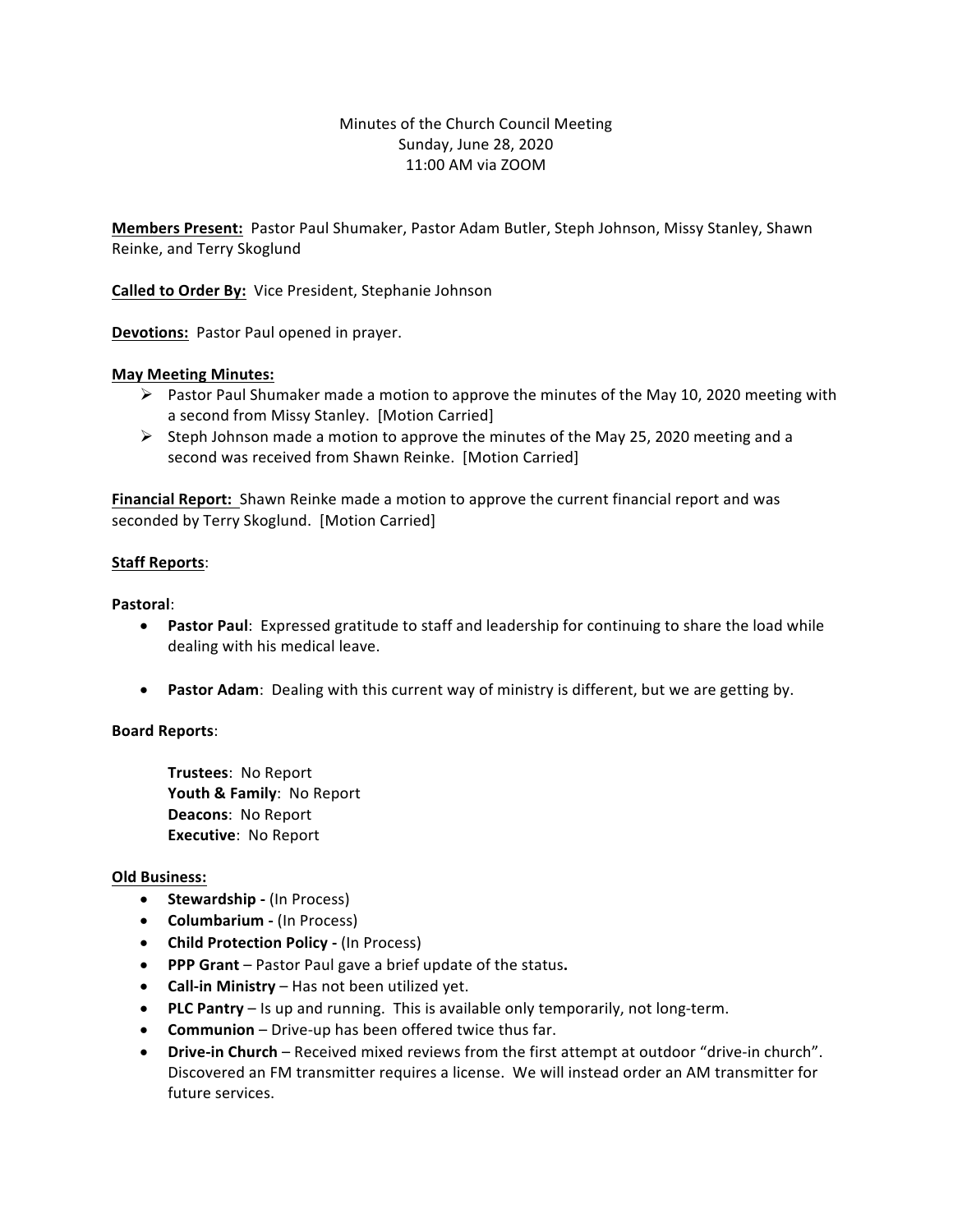Minutes of the Church Council Meeting
Sunday, June 28, 2020
11:00 AM via ZOOM

**Members Present:** Pastor Paul Shumaker, Pastor Adam Butler, Steph Johnson, Missy Stanley, Shawn Reinke, and Terry Skoglund

**Called to Order By:** Vice President, Stephanie Johnson

**Devotions:** Pastor Paul opened in prayer.

**May Meeting Minutes:**

- Pastor Paul Shumaker made a motion to approve the minutes of the May 10, 2020 meeting with a second from Missy Stanley. [Motion Carried]
- Steph Johnson made a motion to approve the minutes of the May 25, 2020 meeting and a second was received from Shawn Reinke. [Motion Carried]

**Financial Report:** Shawn Reinke made a motion to approve the current financial report and was seconded by Terry Skoglund. [Motion Carried]

**Staff Reports**:

**Pastoral**:

- **Pastor Paul**: Expressed gratitude to staff and leadership for continuing to share the load while dealing with his medical leave.
- **Pastor Adam**: Dealing with this current way of ministry is different, but we are getting by.

**Board Reports**:

**Trustees**: No Report
**Youth & Family**: No Report
**Deacons**: No Report
**Executive**: No Report

**Old Business:**

- **Stewardship -** (In Process)
- **Columbarium -** (In Process)
- **Child Protection Policy -** (In Process)
- **PPP Grant** – Pastor Paul gave a brief update of the status**.**
- **Call-in Ministry** – Has not been utilized yet.
- **PLC Pantry** – Is up and running. This is available only temporarily, not long-term.
- **Communion** – Drive-up has been offered twice thus far.
- **Drive-in Church** – Received mixed reviews from the first attempt at outdoor "drive-in church". Discovered an FM transmitter requires a license. We will instead order an AM transmitter for future services.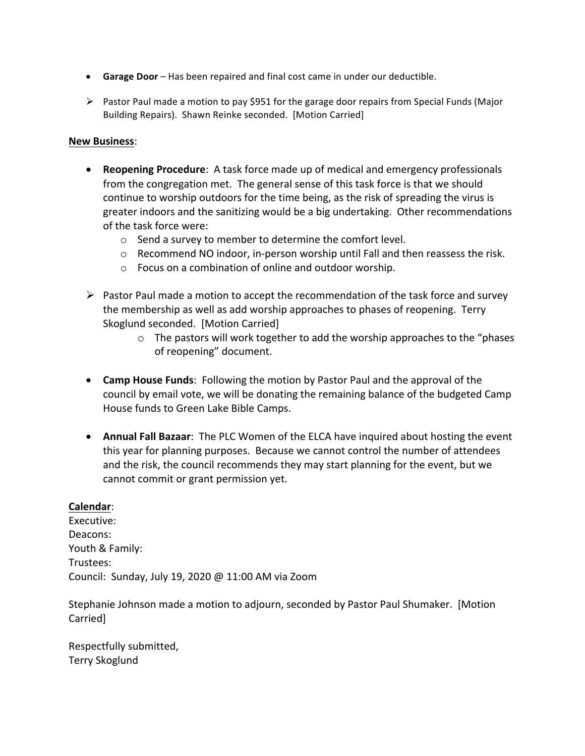- **Garage Door** – Has been repaired and final cost came in under our deductible.

> - Pastor Paul made a motion to pay $951 for the garage door repairs from Special Funds (Major Building Repairs). Shawn Reinke seconded. [Motion Carried]

**New Business**:

- **Reopening Procedure**: A task force made up of medical and emergency professionals from the congregation met. The general sense of this task force is that we should continue to worship outdoors for the time being, as the risk of spreading the virus is greater indoors and the sanitizing would be a big undertaking. Other recommendations of the task force were:
  - Send a survey to member to determine the comfort level.
  - Recommend NO indoor, in-person worship until Fall and then reassess the risk.
  - Focus on a combination of online and outdoor worship.

> - Pastor Paul made a motion to accept the recommendation of the task force and survey the membership as well as add worship approaches to phases of reopening. Terry Skoglund seconded. [Motion Carried]
>   - The pastors will work together to add the worship approaches to the "phases of reopening" document.

- **Camp House Funds**: Following the motion by Pastor Paul and the approval of the council by email vote, we will be donating the remaining balance of the budgeted Camp House funds to Green Lake Bible Camps.

- **Annual Fall Bazaar**: The PLC Women of the ELCA have inquired about hosting the event this year for planning purposes. Because we cannot control the number of attendees and the risk, the council recommends they may start planning for the event, but we cannot commit or grant permission yet.

**Calendar**:
Executive:
Deacons:
Youth & Family:
Trustees:
Council: Sunday, July 19, 2020 @ 11:00 AM via Zoom

Stephanie Johnson made a motion to adjourn, seconded by Pastor Paul Shumaker. [Motion Carried]

Respectfully submitted,
Terry Skoglund